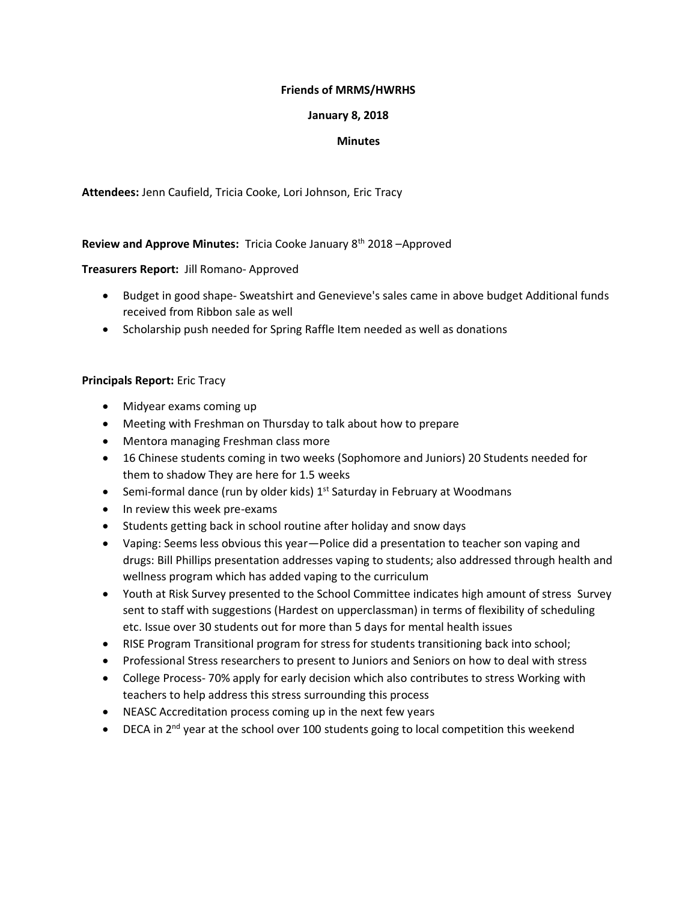**Friends of MRMS/HWRHS**

**January 8, 2018**

**Minutes**

**Attendees:** Jenn Caufield, Tricia Cooke, Lori Johnson, Eric Tracy

**Review and Approve Minutes:** Tricia Cooke January 8th 2018 –Approved

**Treasurers Report:** Jill Romano- Approved

- Budget in good shape- Sweatshirt and Genevieve's sales came in above budget Additional funds received from Ribbon sale as well
- Scholarship push needed for Spring Raffle Item needed as well as donations

**Principals Report:** Eric Tracy

- Midyear exams coming up
- Meeting with Freshman on Thursday to talk about how to prepare
- Mentora managing Freshman class more
- 16 Chinese students coming in two weeks (Sophomore and Juniors) 20 Students needed for them to shadow They are here for 1.5 weeks
- Semi-formal dance (run by older kids) 1st Saturday in February at Woodmans
- In review this week pre-exams
- Students getting back in school routine after holiday and snow days
- Vaping: Seems less obvious this year—Police did a presentation to teacher son vaping and drugs: Bill Phillips presentation addresses vaping to students; also addressed through health and wellness program which has added vaping to the curriculum
- Youth at Risk Survey presented to the School Committee indicates high amount of stress Survey sent to staff with suggestions (Hardest on upperclassman) in terms of flexibility of scheduling etc. Issue over 30 students out for more than 5 days for mental health issues
- RISE Program Transitional program for stress for students transitioning back into school;
- Professional Stress researchers to present to Juniors and Seniors on how to deal with stress
- College Process- 70% apply for early decision which also contributes to stress Working with teachers to help address this stress surrounding this process
- NEASC Accreditation process coming up in the next few years
- DECA in 2nd year at the school over 100 students going to local competition this weekend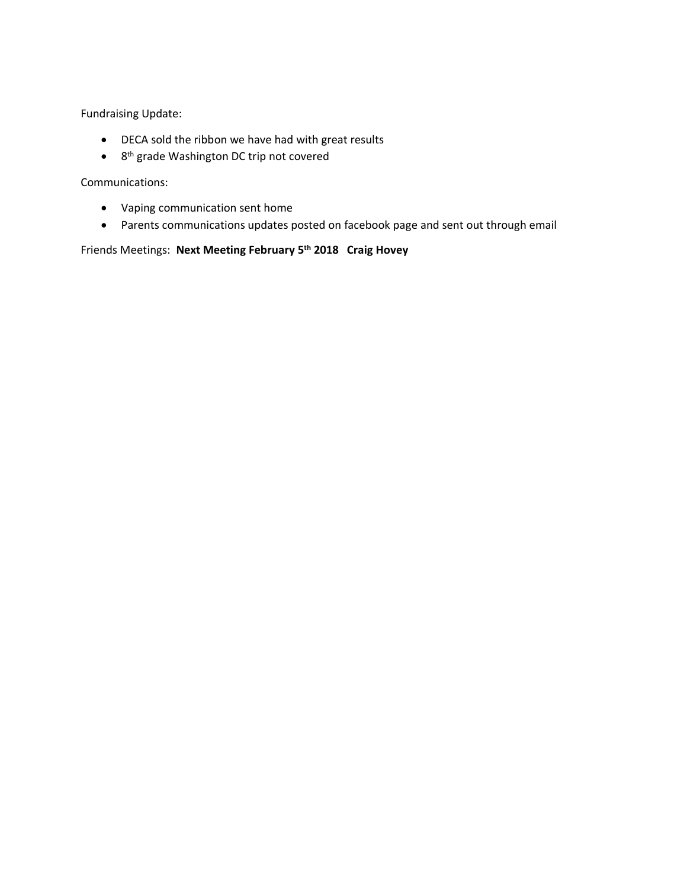Fundraising Update:

- DECA sold the ribbon we have had with great results
- 8th grade Washington DC trip not covered

Communications:

- Vaping communication sent home
- Parents communications updates posted on facebook page and sent out through email

Friends Meetings: **Next Meeting February 5th 2018 Craig Hovey**